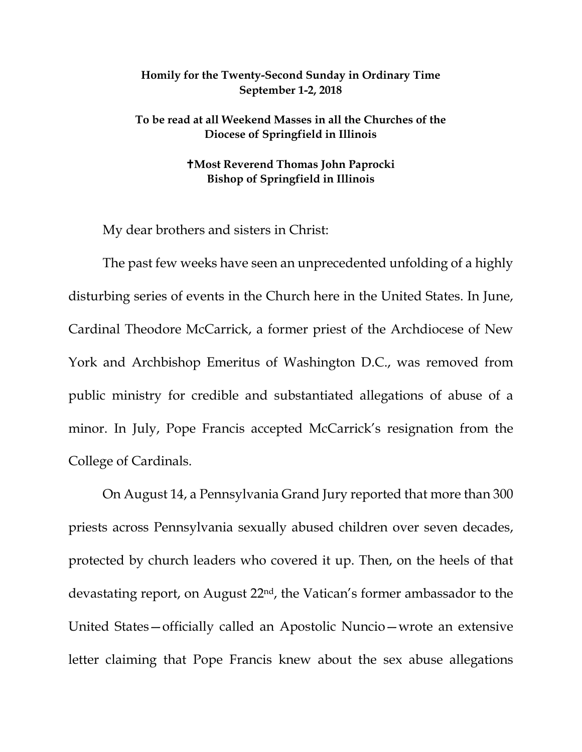**Homily for the Twenty-Second Sunday in Ordinary Time**
**September 1-2, 2018**

**To be read at all Weekend Masses in all the Churches of the Diocese of Springfield in Illinois**

**✝Most Reverend Thomas John Paprocki**
**Bishop of Springfield in Illinois**

My dear brothers and sisters in Christ:

The past few weeks have seen an unprecedented unfolding of a highly disturbing series of events in the Church here in the United States. In June, Cardinal Theodore McCarrick, a former priest of the Archdiocese of New York and Archbishop Emeritus of Washington D.C., was removed from public ministry for credible and substantiated allegations of abuse of a minor. In July, Pope Francis accepted McCarrick's resignation from the College of Cardinals.

On August 14, a Pennsylvania Grand Jury reported that more than 300 priests across Pennsylvania sexually abused children over seven decades, protected by church leaders who covered it up. Then, on the heels of that devastating report, on August 22nd, the Vatican's former ambassador to the United States—officially called an Apostolic Nuncio—wrote an extensive letter claiming that Pope Francis knew about the sex abuse allegations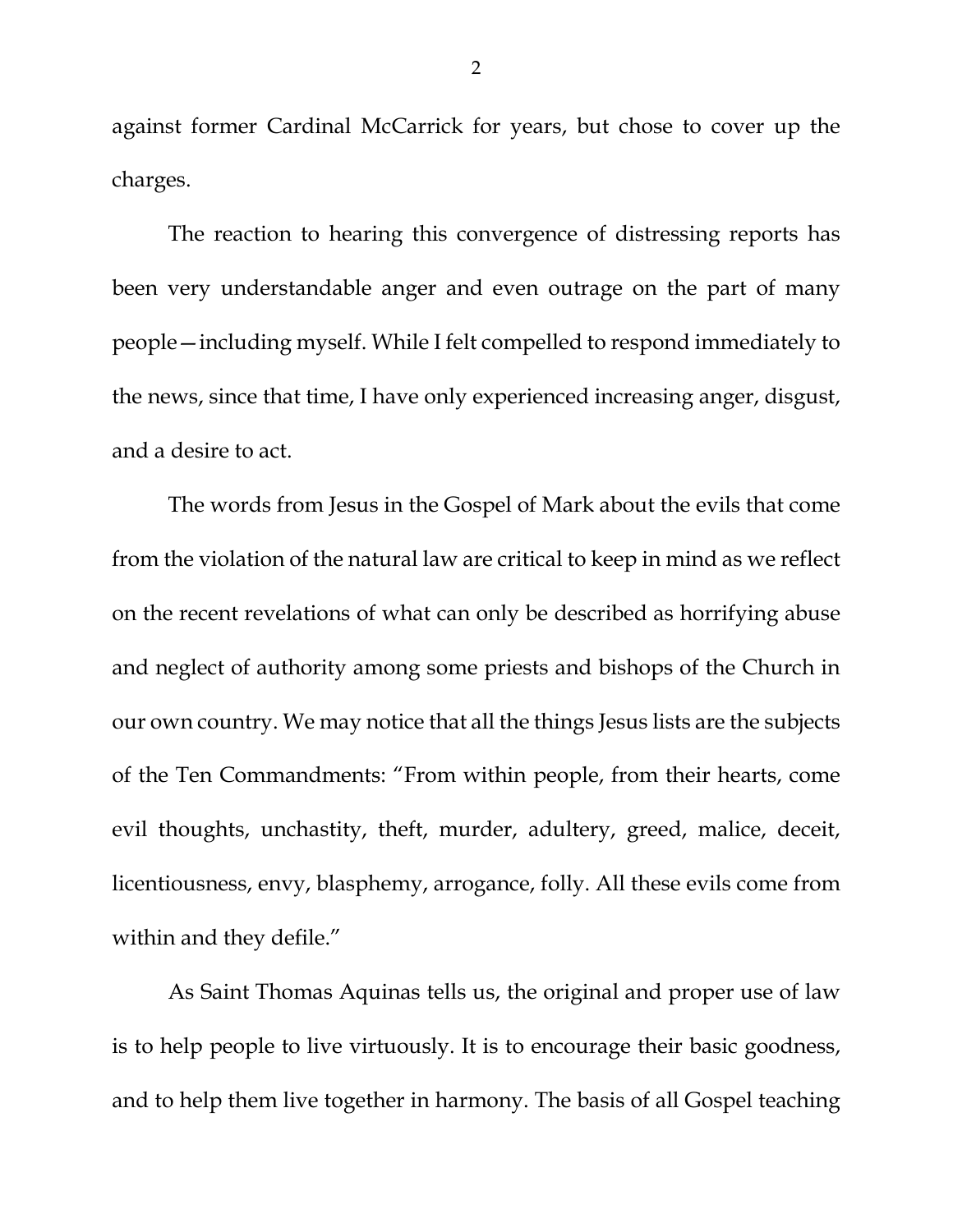against former Cardinal McCarrick for years, but chose to cover up the charges.

The reaction to hearing this convergence of distressing reports has been very understandable anger and even outrage on the part of many people—including myself. While I felt compelled to respond immediately to the news, since that time, I have only experienced increasing anger, disgust, and a desire to act.

The words from Jesus in the Gospel of Mark about the evils that come from the violation of the natural law are critical to keep in mind as we reflect on the recent revelations of what can only be described as horrifying abuse and neglect of authority among some priests and bishops of the Church in our own country. We may notice that all the things Jesus lists are the subjects of the Ten Commandments: "From within people, from their hearts, come evil thoughts, unchastity, theft, murder, adultery, greed, malice, deceit, licentiousness, envy, blasphemy, arrogance, folly. All these evils come from within and they defile."

As Saint Thomas Aquinas tells us, the original and proper use of law is to help people to live virtuously. It is to encourage their basic goodness, and to help them live together in harmony. The basis of all Gospel teaching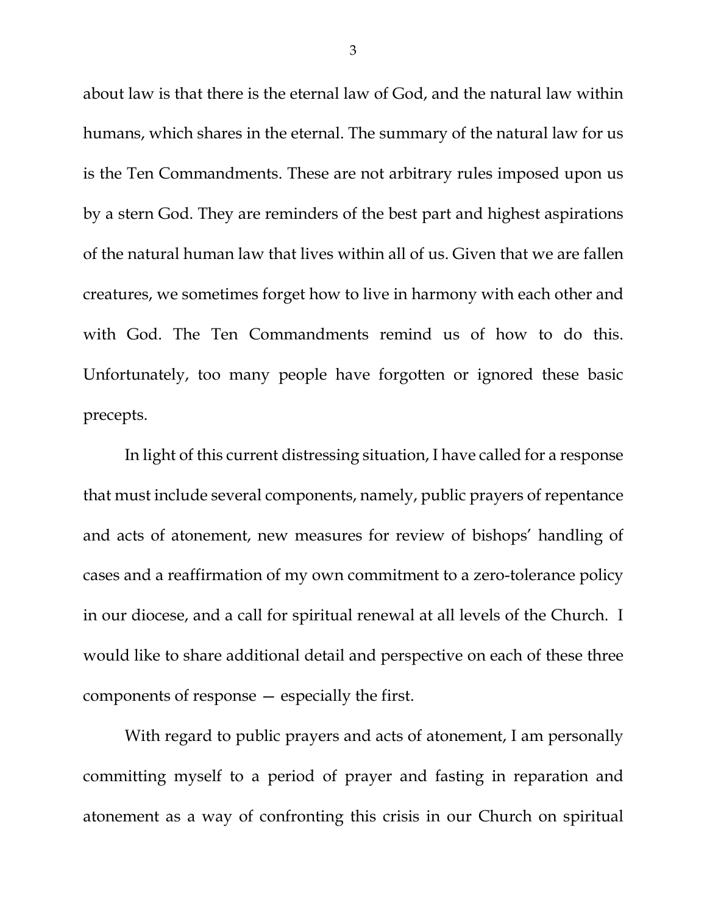about law is that there is the eternal law of God, and the natural law within humans, which shares in the eternal. The summary of the natural law for us is the Ten Commandments. These are not arbitrary rules imposed upon us by a stern God. They are reminders of the best part and highest aspirations of the natural human law that lives within all of us. Given that we are fallen creatures, we sometimes forget how to live in harmony with each other and with God. The Ten Commandments remind us of how to do this. Unfortunately, too many people have forgotten or ignored these basic precepts.

In light of this current distressing situation, I have called for a response that must include several components, namely, public prayers of repentance and acts of atonement, new measures for review of bishops' handling of cases and a reaffirmation of my own commitment to a zero-tolerance policy in our diocese, and a call for spiritual renewal at all levels of the Church. I would like to share additional detail and perspective on each of these three components of response — especially the first.

With regard to public prayers and acts of atonement, I am personally committing myself to a period of prayer and fasting in reparation and atonement as a way of confronting this crisis in our Church on spiritual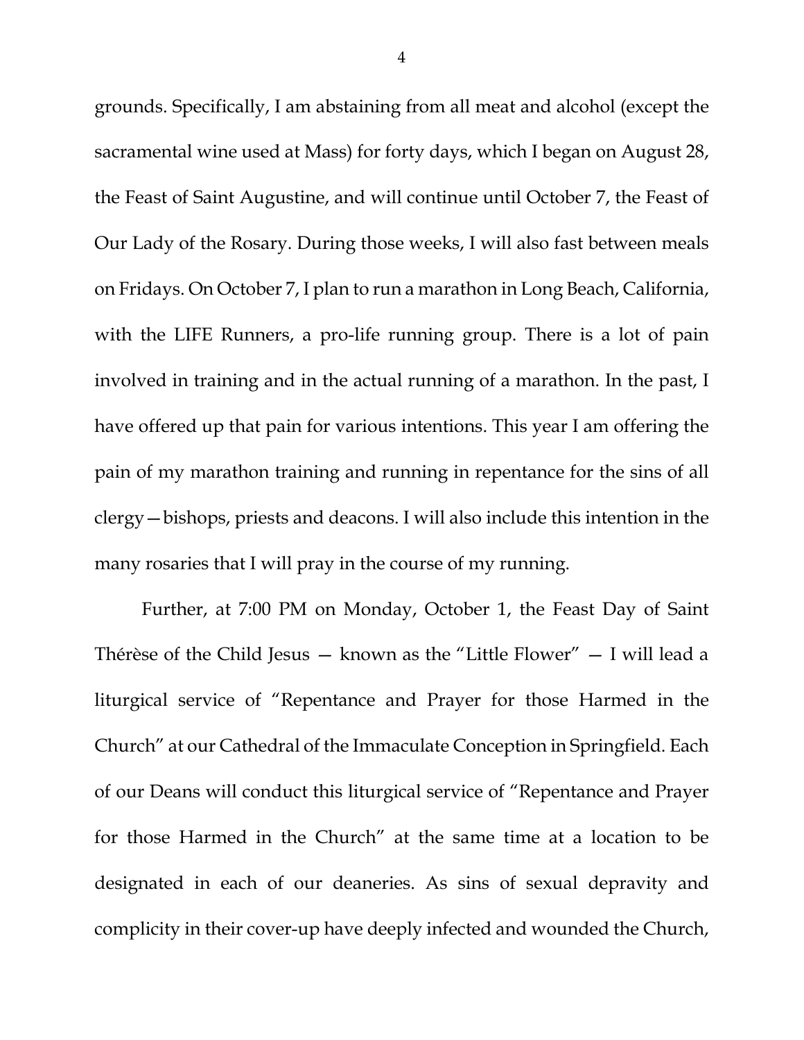grounds. Specifically, I am abstaining from all meat and alcohol (except the sacramental wine used at Mass) for forty days, which I began on August 28, the Feast of Saint Augustine, and will continue until October 7, the Feast of Our Lady of the Rosary. During those weeks, I will also fast between meals on Fridays. On October 7, I plan to run a marathon in Long Beach, California, with the LIFE Runners, a pro-life running group. There is a lot of pain involved in training and in the actual running of a marathon. In the past, I have offered up that pain for various intentions. This year I am offering the pain of my marathon training and running in repentance for the sins of all clergy—bishops, priests and deacons. I will also include this intention in the many rosaries that I will pray in the course of my running.

Further, at 7:00 PM on Monday, October 1, the Feast Day of Saint Thérèse of the Child Jesus — known as the "Little Flower" — I will lead a liturgical service of "Repentance and Prayer for those Harmed in the Church" at our Cathedral of the Immaculate Conception in Springfield. Each of our Deans will conduct this liturgical service of "Repentance and Prayer for those Harmed in the Church" at the same time at a location to be designated in each of our deaneries. As sins of sexual depravity and complicity in their cover-up have deeply infected and wounded the Church,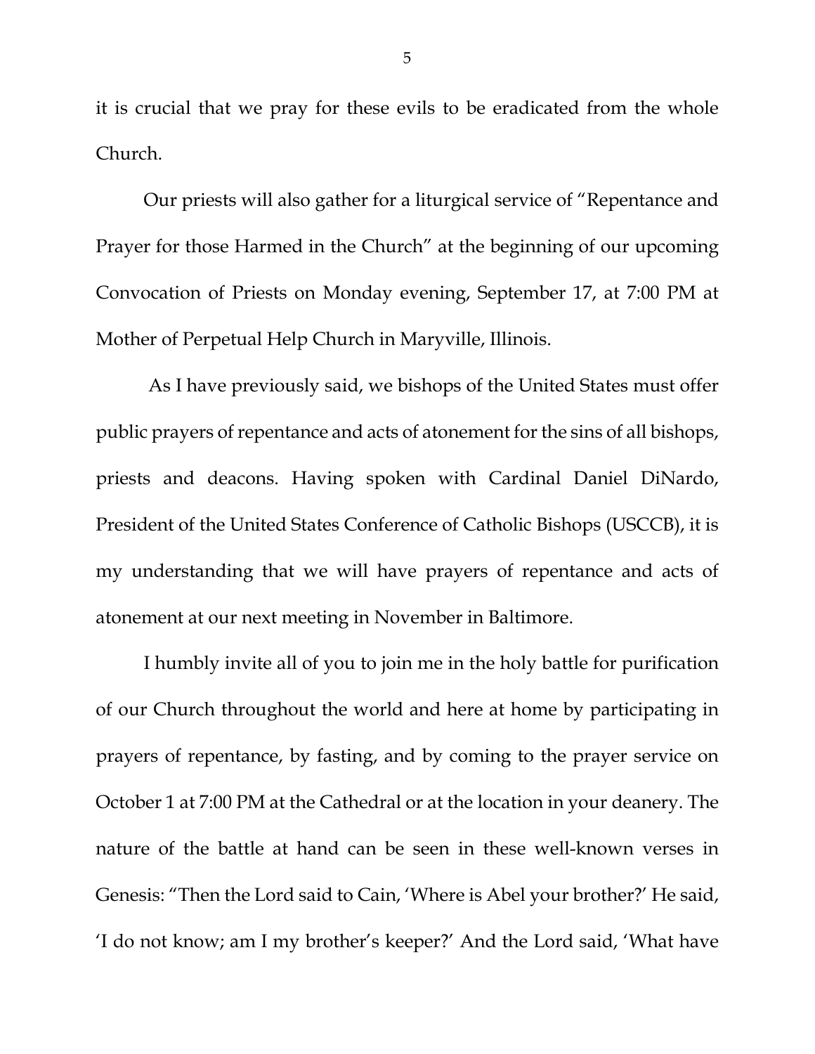it is crucial that we pray for these evils to be eradicated from the whole Church.

Our priests will also gather for a liturgical service of "Repentance and Prayer for those Harmed in the Church" at the beginning of our upcoming Convocation of Priests on Monday evening, September 17, at 7:00 PM at Mother of Perpetual Help Church in Maryville, Illinois.

As I have previously said, we bishops of the United States must offer public prayers of repentance and acts of atonement for the sins of all bishops, priests and deacons. Having spoken with Cardinal Daniel DiNardo, President of the United States Conference of Catholic Bishops (USCCB), it is my understanding that we will have prayers of repentance and acts of atonement at our next meeting in November in Baltimore.

I humbly invite all of you to join me in the holy battle for purification of our Church throughout the world and here at home by participating in prayers of repentance, by fasting, and by coming to the prayer service on October 1 at 7:00 PM at the Cathedral or at the location in your deanery. The nature of the battle at hand can be seen in these well-known verses in Genesis: "Then the Lord said to Cain, 'Where is Abel your brother?' He said, 'I do not know; am I my brother's keeper?' And the Lord said, 'What have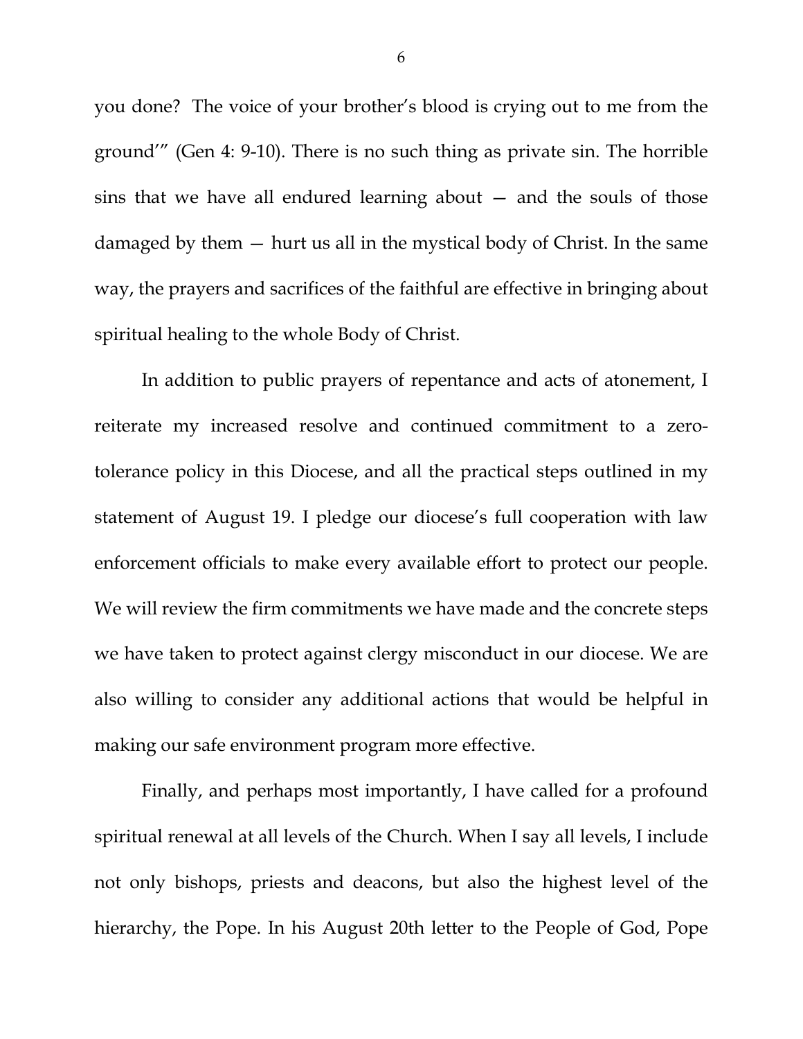you done? The voice of your brother's blood is crying out to me from the ground'" (Gen 4: 9-10). There is no such thing as private sin. The horrible sins that we have all endured learning about — and the souls of those damaged by them — hurt us all in the mystical body of Christ. In the same way, the prayers and sacrifices of the faithful are effective in bringing about spiritual healing to the whole Body of Christ.

In addition to public prayers of repentance and acts of atonement, I reiterate my increased resolve and continued commitment to a zero-tolerance policy in this Diocese, and all the practical steps outlined in my statement of August 19. I pledge our diocese's full cooperation with law enforcement officials to make every available effort to protect our people. We will review the firm commitments we have made and the concrete steps we have taken to protect against clergy misconduct in our diocese. We are also willing to consider any additional actions that would be helpful in making our safe environment program more effective.

Finally, and perhaps most importantly, I have called for a profound spiritual renewal at all levels of the Church. When I say all levels, I include not only bishops, priests and deacons, but also the highest level of the hierarchy, the Pope. In his August 20th letter to the People of God, Pope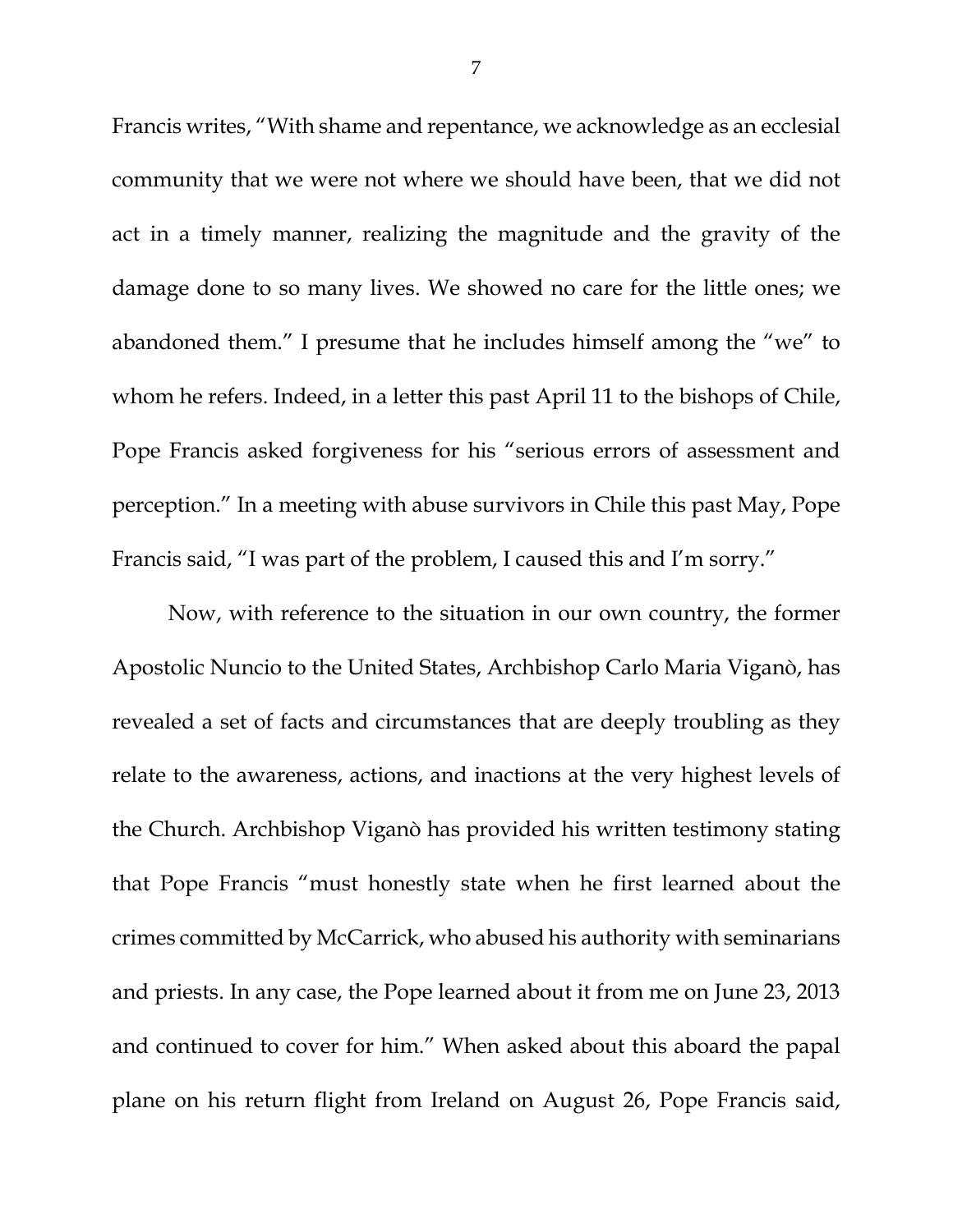Francis writes, "With shame and repentance, we acknowledge as an ecclesial community that we were not where we should have been, that we did not act in a timely manner, realizing the magnitude and the gravity of the damage done to so many lives. We showed no care for the little ones; we abandoned them." I presume that he includes himself among the "we" to whom he refers. Indeed, in a letter this past April 11 to the bishops of Chile, Pope Francis asked forgiveness for his "serious errors of assessment and perception." In a meeting with abuse survivors in Chile this past May, Pope Francis said, "I was part of the problem, I caused this and I'm sorry."

Now, with reference to the situation in our own country, the former Apostolic Nuncio to the United States, Archbishop Carlo Maria Viganò, has revealed a set of facts and circumstances that are deeply troubling as they relate to the awareness, actions, and inactions at the very highest levels of the Church. Archbishop Viganò has provided his written testimony stating that Pope Francis "must honestly state when he first learned about the crimes committed by McCarrick, who abused his authority with seminarians and priests. In any case, the Pope learned about it from me on June 23, 2013 and continued to cover for him." When asked about this aboard the papal plane on his return flight from Ireland on August 26, Pope Francis said,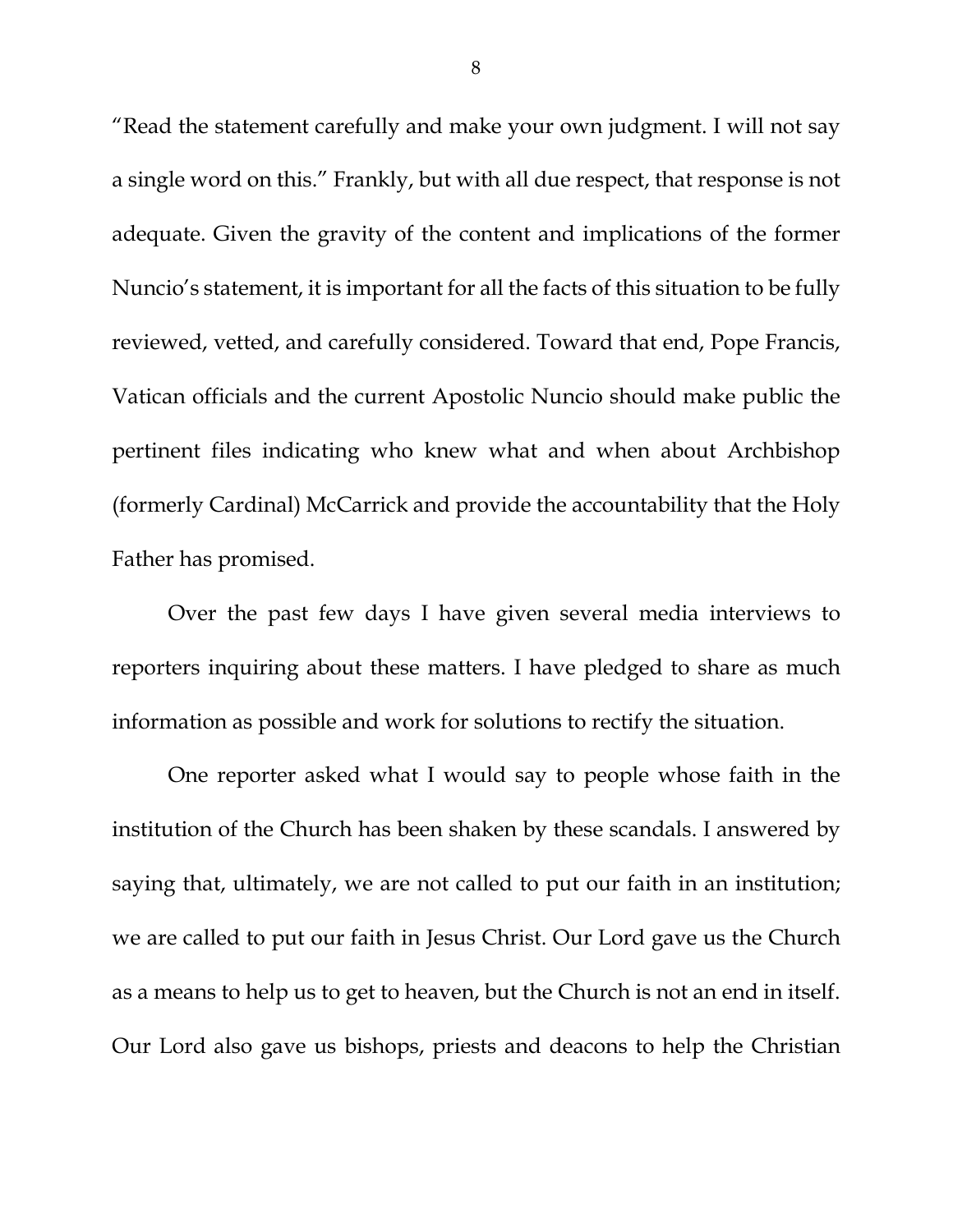"Read the statement carefully and make your own judgment. I will not say a single word on this." Frankly, but with all due respect, that response is not adequate. Given the gravity of the content and implications of the former Nuncio's statement, it is important for all the facts of this situation to be fully reviewed, vetted, and carefully considered. Toward that end, Pope Francis, Vatican officials and the current Apostolic Nuncio should make public the pertinent files indicating who knew what and when about Archbishop (formerly Cardinal) McCarrick and provide the accountability that the Holy Father has promised.

Over the past few days I have given several media interviews to reporters inquiring about these matters. I have pledged to share as much information as possible and work for solutions to rectify the situation.

One reporter asked what I would say to people whose faith in the institution of the Church has been shaken by these scandals. I answered by saying that, ultimately, we are not called to put our faith in an institution; we are called to put our faith in Jesus Christ. Our Lord gave us the Church as a means to help us to get to heaven, but the Church is not an end in itself. Our Lord also gave us bishops, priests and deacons to help the Christian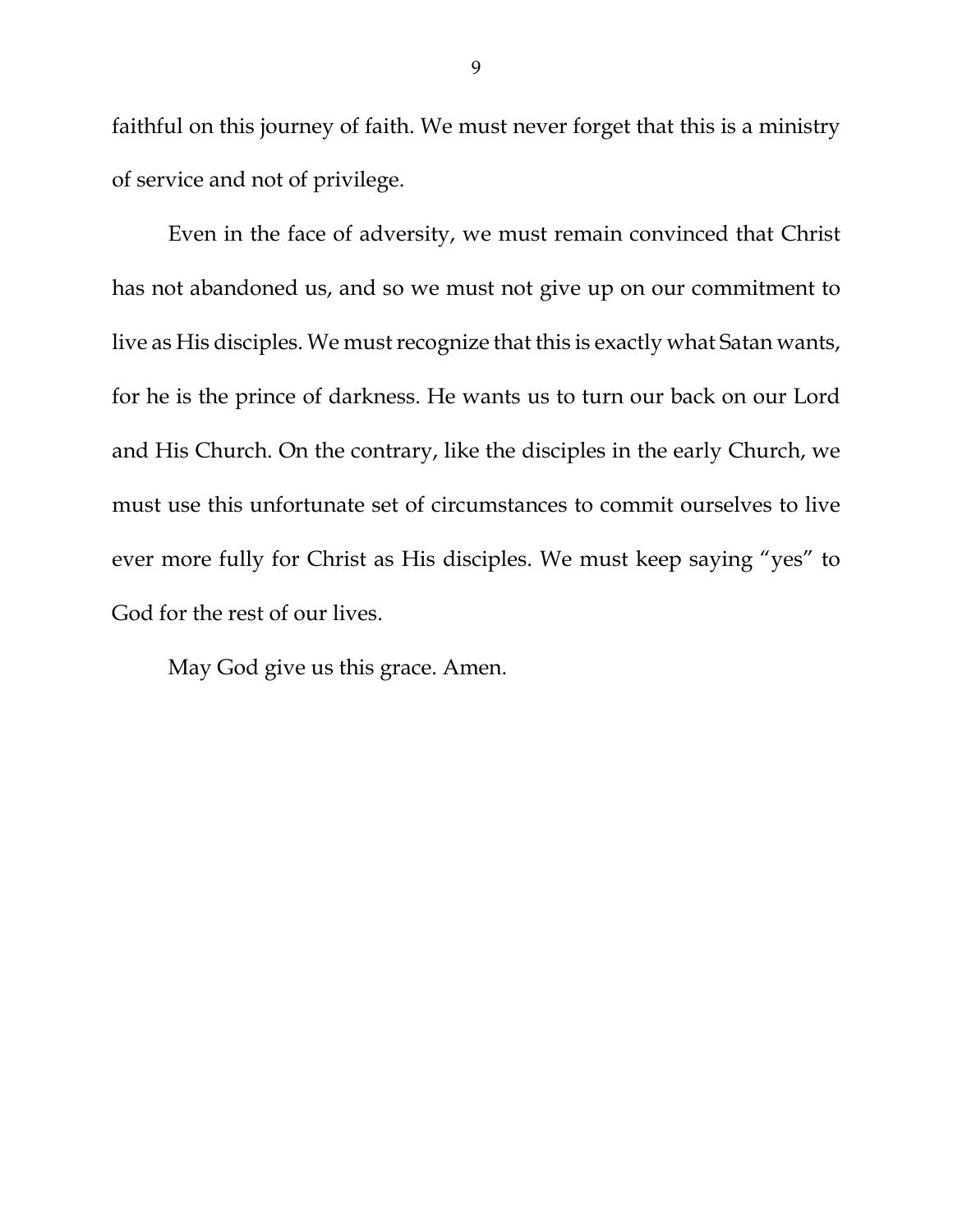faithful on this journey of faith. We must never forget that this is a ministry of service and not of privilege.

Even in the face of adversity, we must remain convinced that Christ has not abandoned us, and so we must not give up on our commitment to live as His disciples. We must recognize that this is exactly what Satan wants, for he is the prince of darkness. He wants us to turn our back on our Lord and His Church. On the contrary, like the disciples in the early Church, we must use this unfortunate set of circumstances to commit ourselves to live ever more fully for Christ as His disciples. We must keep saying "yes" to God for the rest of our lives.

May God give us this grace. Amen.